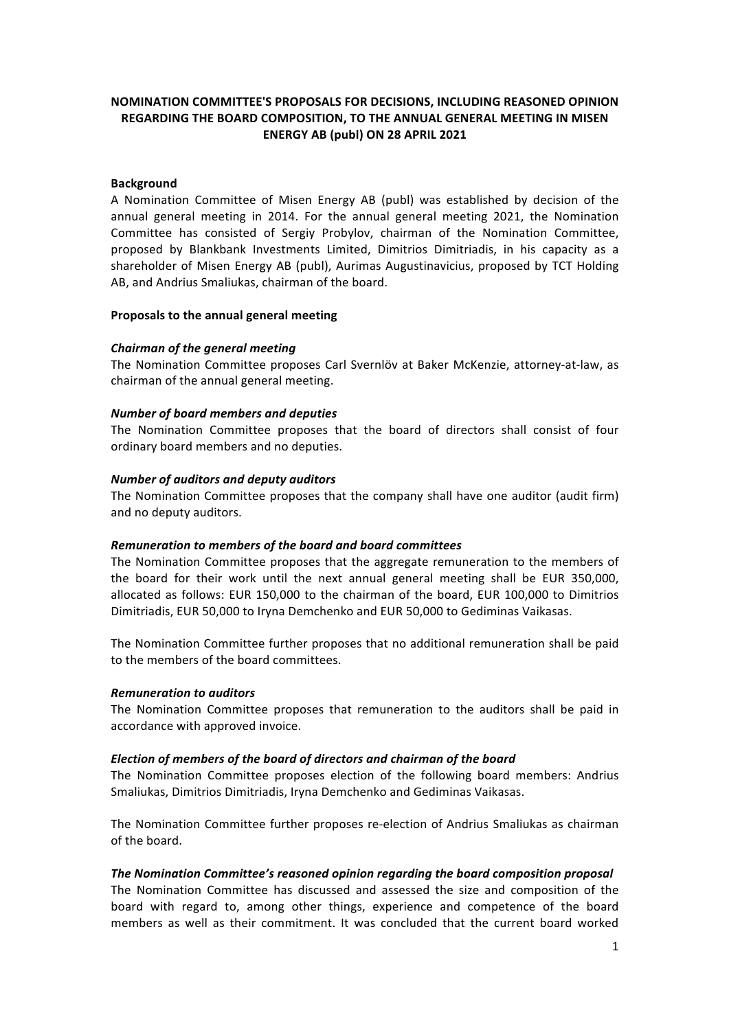**NOMINATION COMMITTEE'S PROPOSALS FOR DECISIONS, INCLUDING REASONED OPINION REGARDING THE BOARD COMPOSITION, TO THE ANNUAL GENERAL MEETING IN MISEN ENERGY AB (publ) ON 28 APRIL 2021**

**Background**

A Nomination Committee of Misen Energy AB (publ) was established by decision of the annual general meeting in 2014. For the annual general meeting 2021, the Nomination Committee has consisted of Sergiy Probylov, chairman of the Nomination Committee, proposed by Blankbank Investments Limited, Dimitrios Dimitriadis, in his capacity as a shareholder of Misen Energy AB (publ), Aurimas Augustinavicius, proposed by TCT Holding AB, and Andrius Smaliukas, chairman of the board.

**Proposals to the annual general meeting**

***Chairman of the general meeting***

The Nomination Committee proposes Carl Svernlöv at Baker McKenzie, attorney-at-law, as chairman of the annual general meeting.

***Number of board members and deputies***

The Nomination Committee proposes that the board of directors shall consist of four ordinary board members and no deputies.

***Number of auditors and deputy auditors***

The Nomination Committee proposes that the company shall have one auditor (audit firm) and no deputy auditors.

***Remuneration to members of the board and board committees***

The Nomination Committee proposes that the aggregate remuneration to the members of the board for their work until the next annual general meeting shall be EUR 350,000, allocated as follows: EUR 150,000 to the chairman of the board, EUR 100,000 to Dimitrios Dimitriadis, EUR 50,000 to Iryna Demchenko and EUR 50,000 to Gediminas Vaikasas.

The Nomination Committee further proposes that no additional remuneration shall be paid to the members of the board committees.

***Remuneration to auditors***

The Nomination Committee proposes that remuneration to the auditors shall be paid in accordance with approved invoice.

***Election of members of the board of directors and chairman of the board***

The Nomination Committee proposes election of the following board members: Andrius Smaliukas, Dimitrios Dimitriadis, Iryna Demchenko and Gediminas Vaikasas.

The Nomination Committee further proposes re-election of Andrius Smaliukas as chairman of the board.

***The Nomination Committee's reasoned opinion regarding the board composition proposal***

The Nomination Committee has discussed and assessed the size and composition of the board with regard to, among other things, experience and competence of the board members as well as their commitment. It was concluded that the current board worked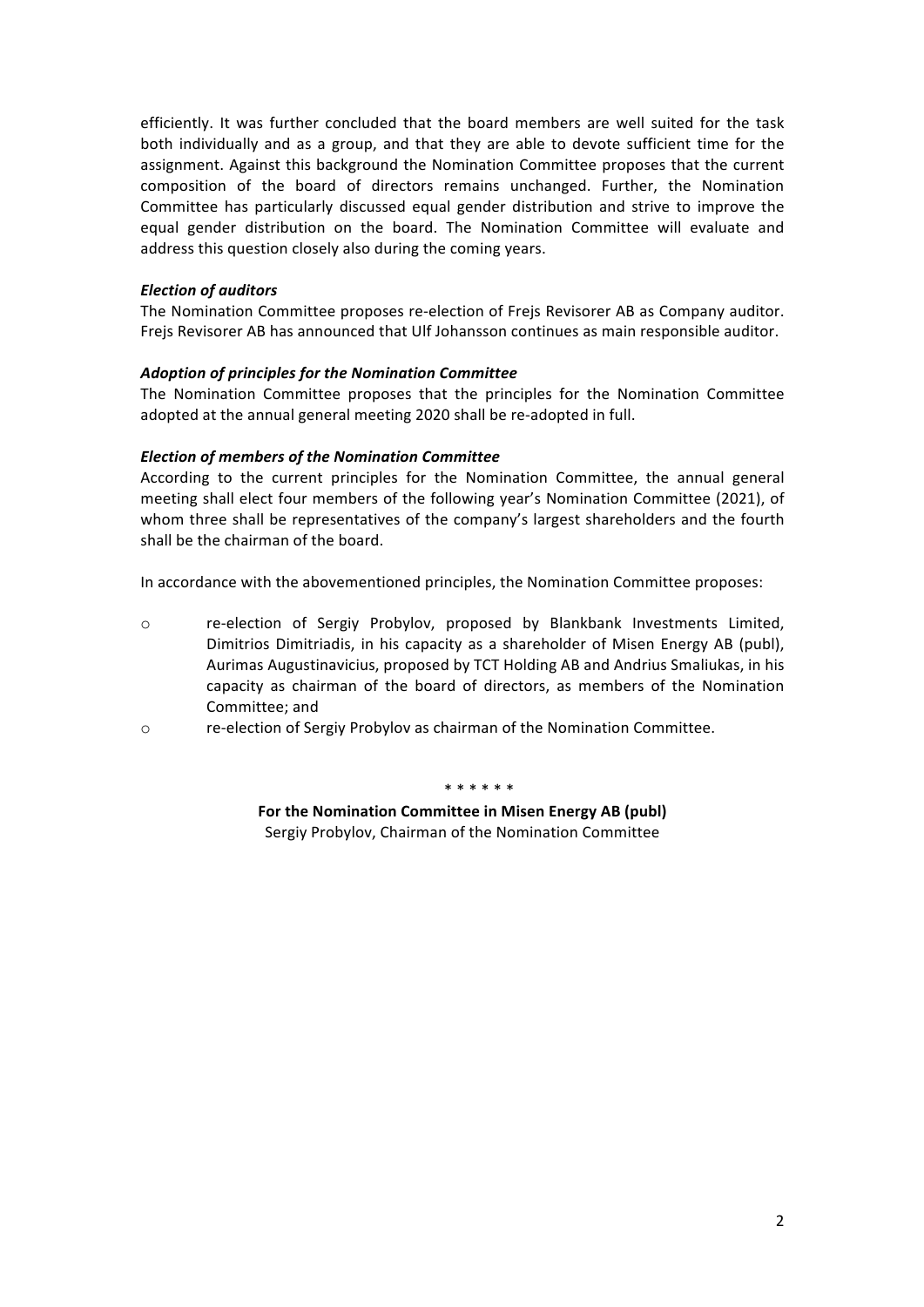efficiently. It was further concluded that the board members are well suited for the task both individually and as a group, and that they are able to devote sufficient time for the assignment. Against this background the Nomination Committee proposes that the current composition of the board of directors remains unchanged. Further, the Nomination Committee has particularly discussed equal gender distribution and strive to improve the equal gender distribution on the board. The Nomination Committee will evaluate and address this question closely also during the coming years.

***Election of auditors***

The Nomination Committee proposes re-election of Frejs Revisorer AB as Company auditor. Frejs Revisorer AB has announced that Ulf Johansson continues as main responsible auditor.

***Adoption of principles for the Nomination Committee***

The Nomination Committee proposes that the principles for the Nomination Committee adopted at the annual general meeting 2020 shall be re-adopted in full.

***Election of members of the Nomination Committee***

According to the current principles for the Nomination Committee, the annual general meeting shall elect four members of the following year's Nomination Committee (2021), of whom three shall be representatives of the company's largest shareholders and the fourth shall be the chairman of the board.

In accordance with the abovementioned principles, the Nomination Committee proposes:

- re-election of Sergiy Probylov, proposed by Blankbank Investments Limited, Dimitrios Dimitriadis, in his capacity as a shareholder of Misen Energy AB (publ), Aurimas Augustinavicius, proposed by TCT Holding AB and Andrius Smaliukas, in his capacity as chairman of the board of directors, as members of the Nomination Committee; and
- re-election of Sergiy Probylov as chairman of the Nomination Committee.

\* \* \* \* \* \*

**For the Nomination Committee in Misen Energy AB (publ)**

Sergiy Probylov, Chairman of the Nomination Committee